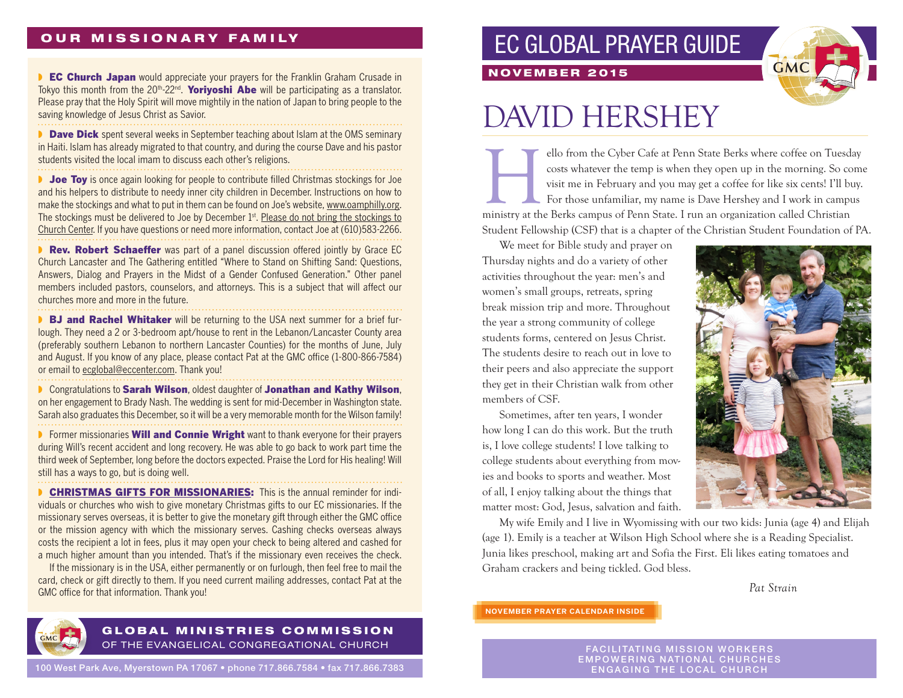## OUR MISSIONARY FAMILY

- **EC Church Japan** would appreciate your prayers for the Franklin Graham Crusade in Tokyo this month from the 20th-22nd. **Yoriyoshi Abe** will be participating as a translator. Please pray that the Holy Spirit will move mightily in the nation of Japan to bring people to the saving knowledge of Jesus Christ as Savior.

- **Dave Dick** spent several weeks in September teaching about Islam at the OMS seminary in Haiti. Islam has already migrated to that country, and during the course Dave and his pastor students visited the local imam to discuss each other's religions.

- **Joe Toy** is once again looking for people to contribute filled Christmas stockings for Joe and his helpers to distribute to needy inner city children in December. Instructions on how to make the stockings and what to put in them can be found on Joe's website, www.oamphilly.org. The stockings must be delivered to Joe by December 1st. Please do not bring the stockings to Church Center. If you have questions or need more information, contact Joe at (610)583-2266.

- **Rev. Robert Schaeffer** was part of a panel discussion offered jointly by Grace EC Church Lancaster and The Gathering entitled "Where to Stand on Shifting Sand: Questions, Answers, Dialog and Prayers in the Midst of a Gender Confused Generation." Other panel members included pastors, counselors, and attorneys. This is a subject that will affect our churches more and more in the future.

- **BJ and Rachel Whitaker** will be returning to the USA next summer for a brief furlough. They need a 2 or 3-bedroom apt/house to rent in the Lebanon/Lancaster County area (preferably southern Lebanon to northern Lancaster Counties) for the months of June, July and August. If you know of any place, please contact Pat at the GMC office (1-800-866-7584) or email to ecglobal@eccenter.com. Thank you!

- Congratulations to **Sarah Wilson**, oldest daughter of **Jonathan and Kathy Wilson**, on her engagement to Brady Nash. The wedding is sent for mid-December in Washington state. Sarah also graduates this December, so it will be a very memorable month for the Wilson family!

- Former missionaries **Will and Connie Wright** want to thank everyone for their prayers during Will's recent accident and long recovery. He was able to go back to work part time the third week of September, long before the doctors expected. Praise the Lord for His healing! Will still has a ways to go, but is doing well.

- **CHRISTMAS GIFTS FOR MISSIONARIES:** This is the annual reminder for individuals or churches who wish to give monetary Christmas gifts to our EC missionaries. If the missionary serves overseas, it is better to give the monetary gift through either the GMC office or the mission agency with which the missionary serves. Cashing checks overseas always costs the recipient a lot in fees, plus it may open your check to being altered and cashed for a much higher amount than you intended. That's if the missionary even receives the check.

  If the missionary is in the USA, either permanently or on furlough, then feel free to mail the card, check or gift directly to them. If you need current mailing addresses, contact Pat at the GMC office for that information. Thank you!

**GLOBAL MINISTRIES COMMISSION**
OF THE EVANGELICAL CONGREGATIONAL CHURCH

100 West Park Ave, Myerstown PA 17067 • phone 717.866.7584 • fax 717.866.7383

# EC GLOBAL PRAYER GUIDE

**NOVEMBER 2015**

## DAVID HERSHEY

Hello from the Cyber Cafe at Penn State Berks where coffee on Tuesday costs whatever the temp is when they open up in the morning. So come visit me in February and you may get a coffee for like six cents! I'll buy. For those unfamiliar, my name is Dave Hershey and I work in campus ministry at the Berks campus of Penn State. I run an organization called Christian Student Fellowship (CSF) that is a chapter of the Christian Student Foundation of PA.

We meet for Bible study and prayer on Thursday nights and do a variety of other activities throughout the year: men's and women's small groups, retreats, spring break mission trip and more. Throughout the year a strong community of college students forms, centered on Jesus Christ. The students desire to reach out in love to their peers and also appreciate the support they get in their Christian walk from other members of CSF.

Sometimes, after ten years, I wonder how long I can do this work. But the truth is, I love college students! I love talking to college students about everything from movies and books to sports and weather. Most of all, I enjoy talking about the things that matter most: God, Jesus, salvation and faith.

My wife Emily and I live in Wyomissing with our two kids: Junia (age 4) and Elijah (age 1). Emily is a teacher at Wilson High School where she is a Reading Specialist. Junia likes preschool, making art and Sofia the First. Eli likes eating tomatoes and Graham crackers and being tickled. God bless.

*Pat Strain*

**NOVEMBER PRAYER CALENDAR INSIDE**

FACILITATING MISSION WORKERS
EMPOWERING NATIONAL CHURCHES
ENGAGING THE LOCAL CHURCH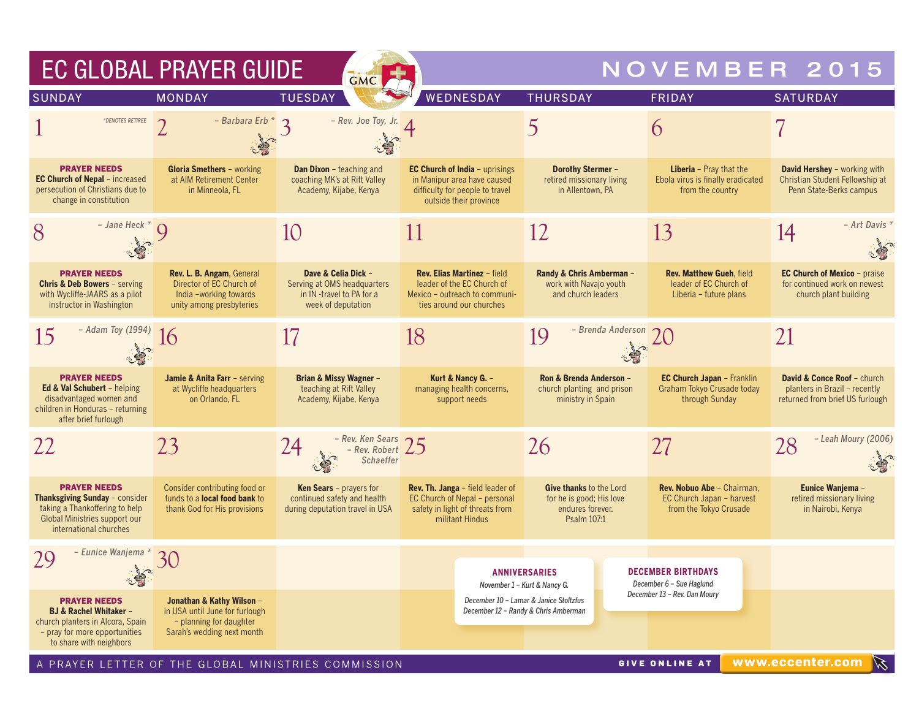# EC GLOBAL PRAYER GUIDE

## NOVEMBER 2015

| SUNDAY | MONDAY | TUESDAY | WEDNESDAY | THURSDAY | FRIDAY | SATURDAY |
| --- | --- | --- | --- | --- | --- | --- |
| 1 *DENOTES RETIREE | 2 – Barbara Erb * | 3 – Rev. Joe Toy, Jr. | 4 | 5 | 6 | 7 |
| **PRAYER NEEDS** **EC Church of Nepal** – increased persecution of Christians due to change in constitution | **Gloria Smethers** – working at AIM Retirement Center in Minneola, FL | **Dan Dixon** – teaching and coaching MK's at Rift Valley Academy, Kijabe, Kenya | **EC Church of India** – uprisings in Manipur area have caused difficulty for people to travel outside their province | **Dorothy Stermer** – retired missionary living in Allentown, PA | **Liberia** – Pray that the Ebola virus is finally eradicated from the country | **David Hershey** – working with Christian Student Fellowship at Penn State-Berks campus |
| 8 – Jane Heck * | 9 | 10 | 11 | 12 | 13 | 14 – Art Davis * |
| **PRAYER NEEDS** **Chris & Deb Bowers** – serving with Wycliffe-JAARS as a pilot instructor in Washington | **Rev. L. B. Angam**, General Director of EC Church of India –working towards unity among presbyteries | **Dave & Celia Dick** – Serving at OMS headquarters in IN -travel to PA for a week of deputation | **Rev. Elias Martinez** – field leader of the EC Church of Mexico – outreach to communities around our churches | **Randy & Chris Amberman** – work with Navajo youth and church leaders | **Rev. Matthew Gueh**, field leader of EC Church of Liberia – future plans | **EC Church of Mexico** – praise for continued work on newest church plant building |
| 15 – Adam Toy (1994) | 16 | 17 | 18 | 19 – Brenda Anderson | 20 | 21 |
| **PRAYER NEEDS** **Ed & Val Schubert** – helping disadvantaged women and children in Honduras – returning after brief furlough | **Jamie & Anita Farr** – serving at Wycliffe headquarters on Orlando, FL | **Brian & Missy Wagner** – teaching at Rift Valley Academy, Kijabe, Kenya | **Kurt & Nancy G.** – managing health concerns, support needs | **Ron & Brenda Anderson** – church planting and prison ministry in Spain | **EC Church Japan** – Franklin Graham Tokyo Crusade today through Sunday | **David & Conce Roof** – church planters in Brazil – recently returned from brief US furlough |
| 22 | 23 | 24 – Rev. Ken Sears – Rev. Robert Schaeffer | 25 | 26 | 27 | 28 – Leah Moury (2006) |
| **PRAYER NEEDS** **Thanksgiving Sunday** – consider taking a Thankoffering to help Global Ministries support our international churches | Consider contributing food or funds to a **local food bank** to thank God for His provisions | **Ken Sears** – prayers for continued safety and health during deputation travel in USA | **Rev. Th. Janga** – field leader of EC Church of Nepal – personal safety in light of threats from militant Hindus | **Give thanks** to the Lord for he is good; His love endures forever. Psalm 107:1 | **Rev. Nobuo Abe** – Chairman, EC Church Japan – harvest from the Tokyo Crusade | **Eunice Wanjema** – retired missionary living in Nairobi, Kenya |
| 29 – Eunice Wanjema * | 30 | | | | | |
| **PRAYER NEEDS** **BJ & Rachel Whitaker** – church planters in Alcora, Spain – pray for more opportunities to share with neighbors | **Jonathan & Kathy Wilson** – in USA until June for furlough – planning for daughter Sarah's wedding next month | | | | | |

**ANNIVERSARIES**

*November 1 – Kurt & Nancy G.*

*December 10 – Lamar & Janice Stoltzfus*

*December 12 – Randy & Chris Amberman*

**DECEMBER BIRTHDAYS**

*December 6 – Sue Haglund*

*December 13 – Rev. Dan Moury*

A PRAYER LETTER OF THE GLOBAL MINISTRIES COMMISSION

GIVE ONLINE AT **www.eccenter.com**